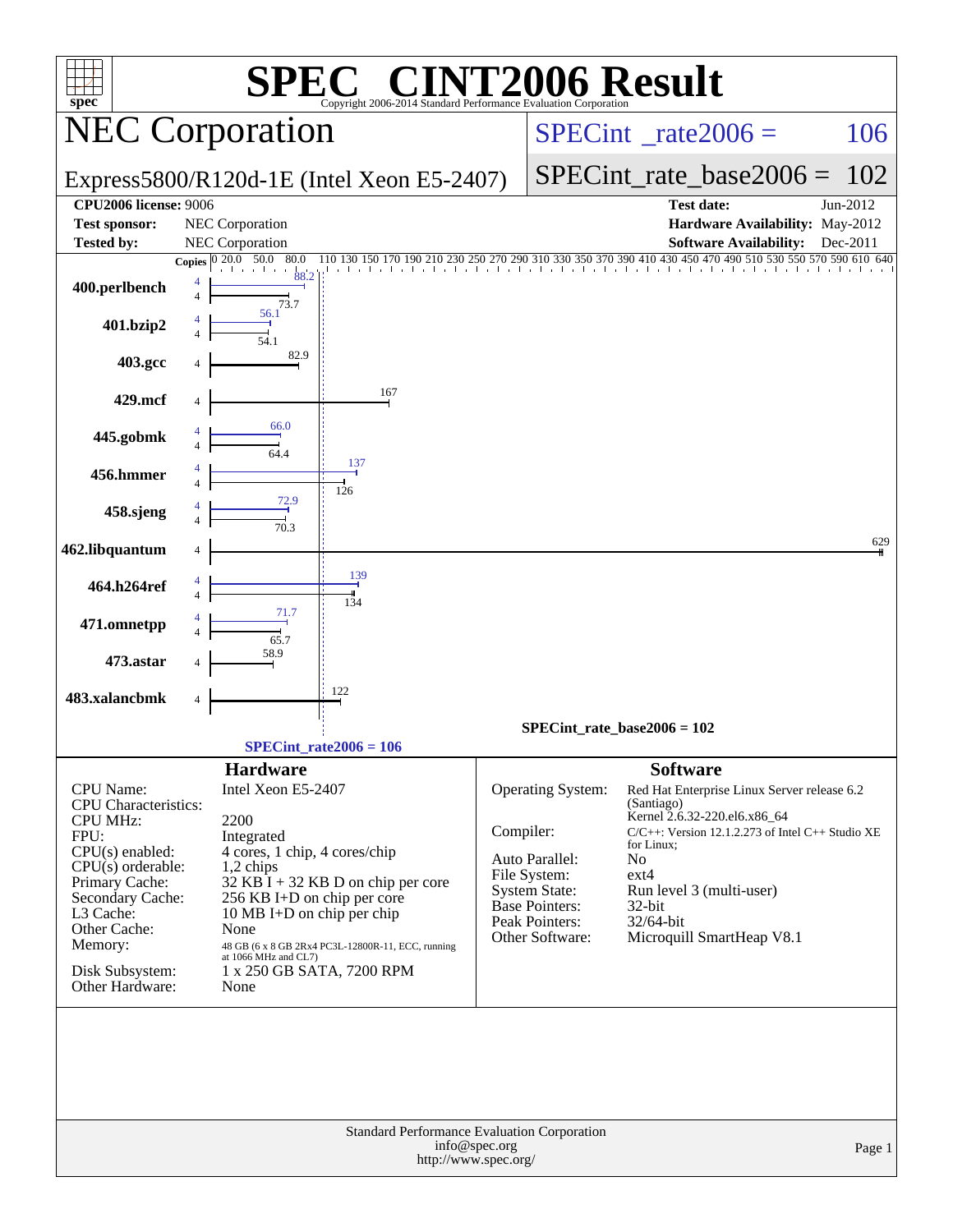# SPEC® CINT2006 Result

Copyright 2006-2014 Standard Performance Evaluation Corporation

## NEC Corporation

Express5800/R120d-1E (Intel Xeon E5-2407)

SPECint_rate2006 = 106

SPECint_rate_base2006 = 102

| | | | |
|---|---|---|---|
| **CPU2006 license:** 9006 | | **Test date:** | Jun-2012 |
| **Test sponsor:** | NEC Corporation | **Hardware Availability:** | May-2012 |
| **Tested by:** | NEC Corporation | **Software Availability:** | Dec-2011 |

| Benchmark | Copies | Peak | Base |
|---|---|---|---|
| 400.perlbench | 4 | 88.2 | 73.7 |
| 401.bzip2 | 4 | 56.1 | 54.1 |
| 403.gcc | 4 | | 82.9 |
| 429.mcf | 4 | | 167 |
| 445.gobmk | 4 | 66.0 | 64.4 |
| 456.hmmer | 4 | 137 | 126 |
| 458.sjeng | 4 | 72.9 | 70.3 |
| 462.libquantum | 4 | | 629 |
| 464.h264ref | 4 | 139 | 134 |
| 471.omnetpp | 4 | 71.7 | 65.7 |
| 473.astar | 4 | | 58.9 |
| 483.xalancbmk | 4 | | 122 |

SPECint_rate_base2006 = 102

SPECint_rate2006 = 106

### Hardware

| | |
|---|---|
| CPU Name: | Intel Xeon E5-2407 |
| CPU Characteristics: | |
| CPU MHz: | 2200 |
| FPU: | Integrated |
| CPU(s) enabled: | 4 cores, 1 chip, 4 cores/chip |
| CPU(s) orderable: | 1,2 chips |
| Primary Cache: | 32 KB I + 32 KB D on chip per core |
| Secondary Cache: | 256 KB I+D on chip per core |
| L3 Cache: | 10 MB I+D on chip per chip |
| Other Cache: | None |
| Memory: | 48 GB (6 x 8 GB 2Rx4 PC3L-12800R-11, ECC, running at 1066 MHz and CL7) |
| Disk Subsystem: | 1 x 250 GB SATA, 7200 RPM |
| Other Hardware: | None |

### Software

| | |
|---|---|
| Operating System: | Red Hat Enterprise Linux Server release 6.2 (Santiago) Kernel 2.6.32-220.el6.x86_64 |
| Compiler: | C/C++: Version 12.1.2.273 of Intel C++ Studio XE for Linux; |
| Auto Parallel: | No |
| File System: | ext4 |
| System State: | Run level 3 (multi-user) |
| Base Pointers: | 32-bit |
| Peak Pointers: | 32/64-bit |
| Other Software: | Microquill SmartHeap V8.1 |

Standard Performance Evaluation Corporation
info@spec.org
http://www.spec.org/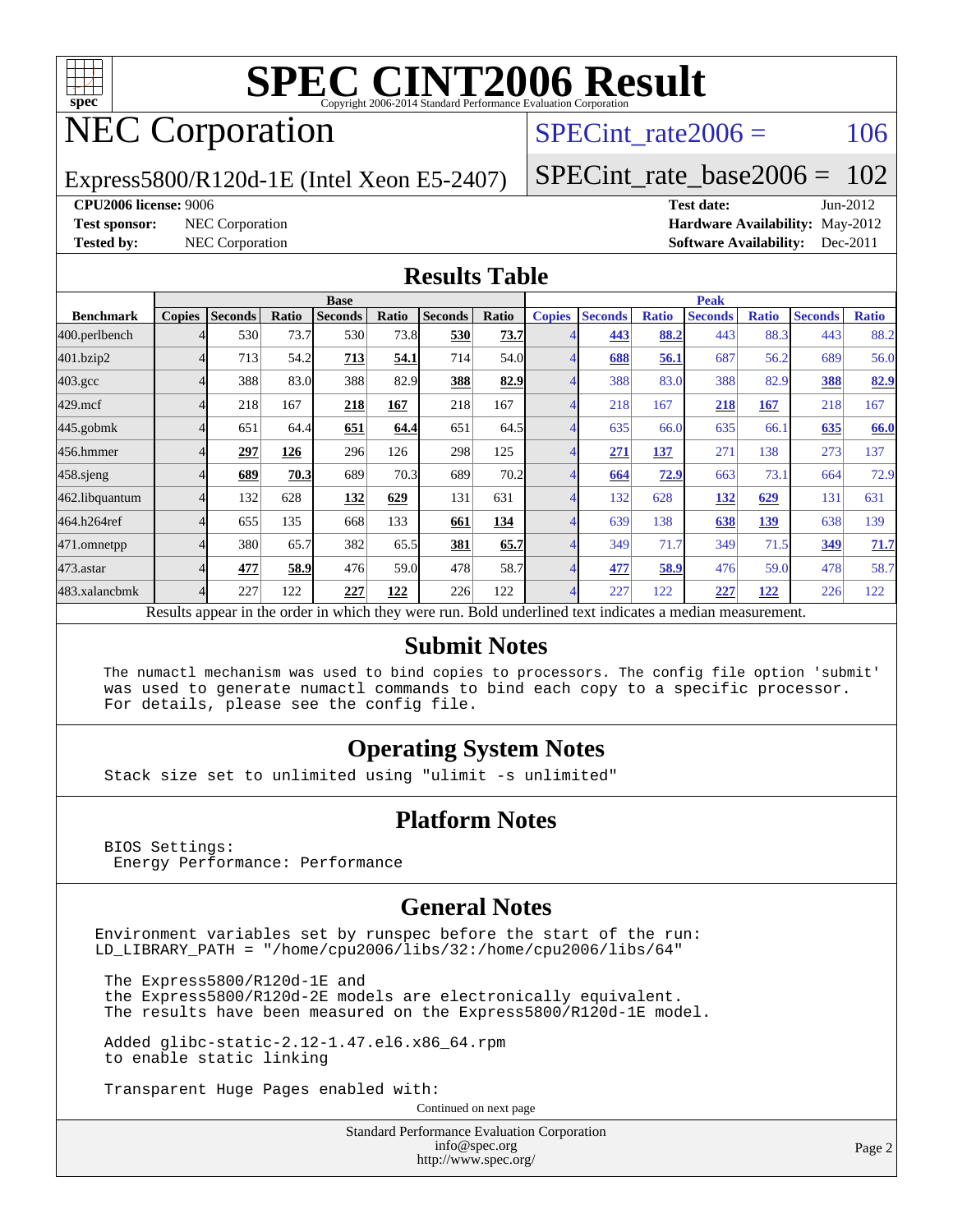# SPEC CINT2006 Result

Copyright 2006-2014 Standard Performance Evaluation Corporation

## NEC Corporation

Express5800/R120d-1E (Intel Xeon E5-2407)

SPECint_rate2006 = 106

SPECint_rate_base2006 = 102

**CPU2006 license:** 9006
**Test sponsor:** NEC Corporation
**Tested by:** NEC Corporation

**Test date:** Jun-2012
**Hardware Availability:** May-2012
**Software Availability:** Dec-2011

## Results Table

| Benchmark | Base | | | | | | | Peak | | | | | | |
|---|---|---|---|---|---|---|---|---|---|---|---|---|---|---|
| | Copies | Seconds | Ratio | Seconds | Ratio | Seconds | Ratio | Copies | Seconds | Ratio | Seconds | Ratio | Seconds | Ratio |
| 400.perlbench | 4 | 530 | 73.7 | 530 | 73.8 | **530** | **73.7** | 4 | **443** | **88.2** | 443 | 88.3 | 443 | 88.2 |
| 401.bzip2 | 4 | 713 | 54.2 | **713** | **54.1** | 714 | 54.0 | 4 | **688** | **56.1** | 687 | 56.2 | 689 | 56.0 |
| 403.gcc | 4 | 388 | 83.0 | 388 | 82.9 | **388** | **82.9** | 4 | 388 | 83.0 | 388 | 82.9 | **388** | **82.9** |
| 429.mcf | 4 | 218 | 167 | **218** | **167** | 218 | 167 | 4 | 218 | 167 | **218** | **167** | 218 | 167 |
| 445.gobmk | 4 | 651 | 64.4 | **651** | **64.4** | 651 | 64.5 | 4 | 635 | 66.0 | 635 | 66.1 | **635** | **66.0** |
| 456.hmmer | 4 | **297** | **126** | 296 | 126 | 298 | 125 | 4 | **271** | **137** | 271 | 138 | 273 | 137 |
| 458.sjeng | 4 | **689** | **70.3** | 689 | 70.3 | 689 | 70.2 | 4 | **664** | **72.9** | 663 | 73.1 | 664 | 72.9 |
| 462.libquantum | 4 | 132 | 628 | **132** | **629** | 131 | 631 | 4 | 132 | 628 | **132** | **629** | 131 | 631 |
| 464.h264ref | 4 | 655 | 135 | 668 | 133 | **661** | **134** | 4 | 639 | 138 | **638** | **139** | 638 | 139 |
| 471.omnetpp | 4 | 380 | 65.7 | 382 | 65.5 | **381** | **65.7** | 4 | 349 | 71.7 | 349 | 71.5 | **349** | **71.7** |
| 473.astar | 4 | **477** | **58.9** | 476 | 59.0 | 478 | 58.7 | 4 | **477** | **58.9** | 476 | 59.0 | 478 | 58.7 |
| 483.xalancbmk | 4 | 227 | 122 | **227** | **122** | 226 | 122 | 4 | 227 | 122 | **227** | **122** | 226 | 122 |

Results appear in the order in which they were run. Bold underlined text indicates a median measurement.

## Submit Notes

```
The numactl mechanism was used to bind copies to processors. The config file option 'submit'
was used to generate numactl commands to bind each copy to a specific processor.
For details, please see the config file.
```

## Operating System Notes

```
Stack size set to unlimited using "ulimit -s unlimited"
```

## Platform Notes

```
BIOS Settings:
 Energy Performance: Performance
```

## General Notes

```
Environment variables set by runspec before the start of the run:
LD_LIBRARY_PATH = "/home/cpu2006/libs/32:/home/cpu2006/libs/64"

 The Express5800/R120d-1E and
 the Express5800/R120d-2E models are electronically equivalent.
 The results have been measured on the Express5800/R120d-1E model.

 Added glibc-static-2.12-1.47.el6.x86_64.rpm
 to enable static linking

 Transparent Huge Pages enabled with:
```

Continued on next page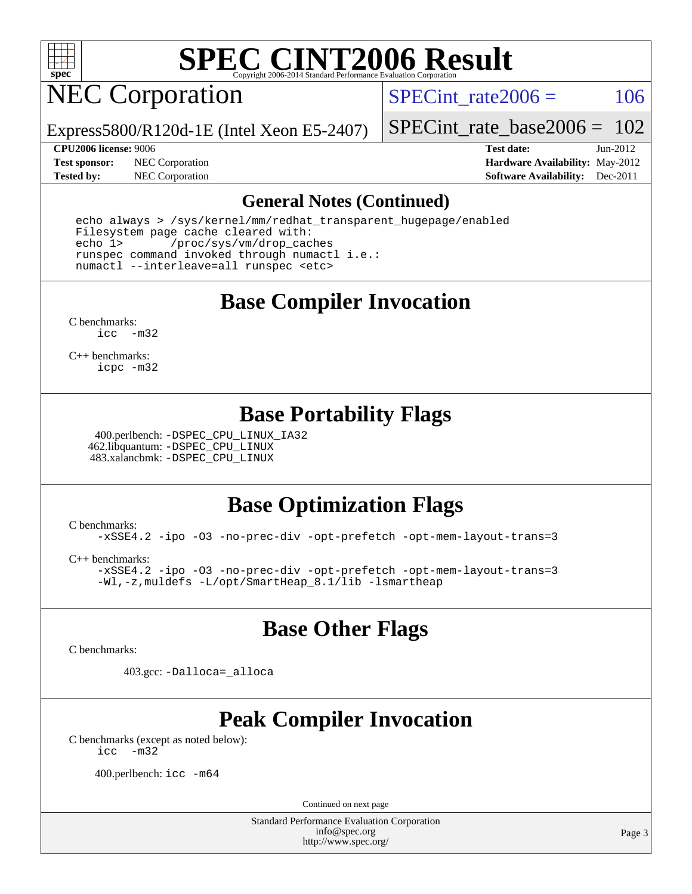# SPEC CINT2006 Result

Copyright 2006-2014 Standard Performance Evaluation Corporation

## NEC Corporation

Express5800/R120d-1E (Intel Xeon E5-2407)

SPECint_rate2006 = 106

SPECint_rate_base2006 = 102

**CPU2006 license:** 9006
**Test sponsor:** NEC Corporation
**Tested by:** NEC Corporation

**Test date:** Jun-2012
**Hardware Availability:** May-2012
**Software Availability:** Dec-2011

## General Notes (Continued)

```
echo always > /sys/kernel/mm/redhat_transparent_hugepage/enabled
Filesystem page cache cleared with:
echo 1>       /proc/sys/vm/drop_caches
runspec command invoked through numactl i.e.:
numactl --interleave=all runspec <etc>
```

## Base Compiler Invocation

C benchmarks:
`icc -m32`

C++ benchmarks:
`icpc -m32`

## Base Portability Flags

400.perlbench: `-DSPEC_CPU_LINUX_IA32`
462.libquantum: `-DSPEC_CPU_LINUX`
483.xalancbmk: `-DSPEC_CPU_LINUX`

## Base Optimization Flags

C benchmarks:
`-xSSE4.2 -ipo -O3 -no-prec-div -opt-prefetch -opt-mem-layout-trans=3`

C++ benchmarks:
`-xSSE4.2 -ipo -O3 -no-prec-div -opt-prefetch -opt-mem-layout-trans=3`
`-Wl,-z,muldefs -L/opt/SmartHeap_8.1/lib -lsmartheap`

## Base Other Flags

C benchmarks:

403.gcc: `-Dalloca=_alloca`

## Peak Compiler Invocation

C benchmarks (except as noted below):
`icc -m32`

400.perlbench: `icc -m64`

Continued on next page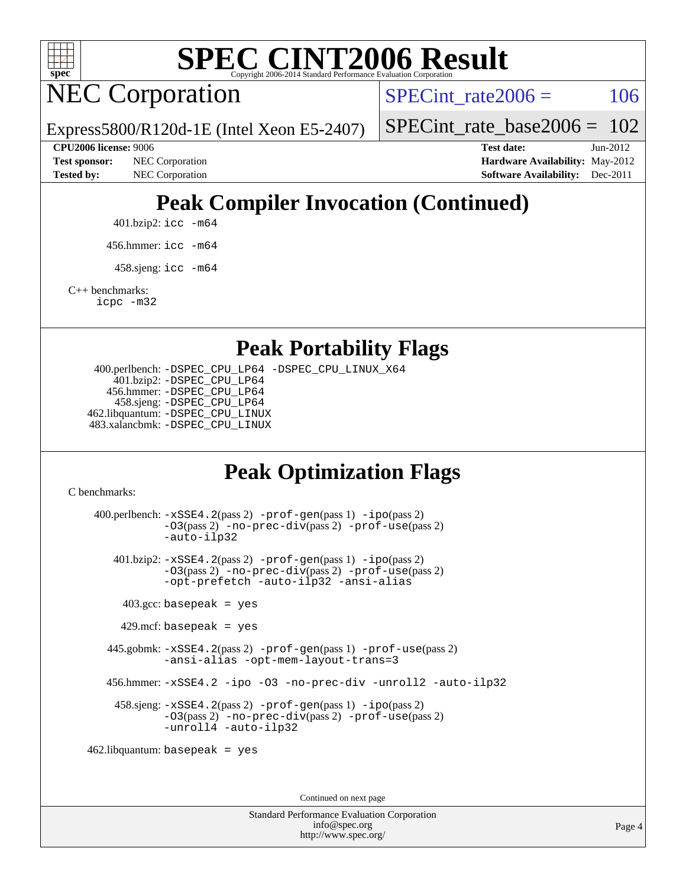# SPEC CINT2006 Result

## NEC Corporation

Express5800/R120d-1E (Intel Xeon E5-2407)

SPECint_rate2006 = 106

SPECint_rate_base2006 = 102

**CPU2006 license:** 9006
**Test sponsor:** NEC Corporation
**Tested by:** NEC Corporation

**Test date:** Jun-2012
**Hardware Availability:** May-2012
**Software Availability:** Dec-2011

## Peak Compiler Invocation (Continued)

401.bzip2: `icc -m64`

456.hmmer: `icc -m64`

458.sjeng: `icc -m64`

C++ benchmarks:
`icpc -m32`

## Peak Portability Flags

400.perlbench: `-DSPEC_CPU_LP64 -DSPEC_CPU_LINUX_X64`
401.bzip2: `-DSPEC_CPU_LP64`
456.hmmer: `-DSPEC_CPU_LP64`
458.sjeng: `-DSPEC_CPU_LP64`
462.libquantum: `-DSPEC_CPU_LINUX`
483.xalancbmk: `-DSPEC_CPU_LINUX`

## Peak Optimization Flags

C benchmarks:

400.perlbench: `-xSSE4.2`(pass 2) `-prof-gen`(pass 1) `-ipo`(pass 2) `-O3`(pass 2) `-no-prec-div`(pass 2) `-prof-use`(pass 2) `-auto-ilp32`

401.bzip2: `-xSSE4.2`(pass 2) `-prof-gen`(pass 1) `-ipo`(pass 2) `-O3`(pass 2) `-no-prec-div`(pass 2) `-prof-use`(pass 2) `-opt-prefetch -auto-ilp32 -ansi-alias`

403.gcc: `basepeak = yes`

429.mcf: `basepeak = yes`

445.gobmk: `-xSSE4.2`(pass 2) `-prof-gen`(pass 1) `-prof-use`(pass 2) `-ansi-alias -opt-mem-layout-trans=3`

456.hmmer: `-xSSE4.2 -ipo -O3 -no-prec-div -unroll2 -auto-ilp32`

458.sjeng: `-xSSE4.2`(pass 2) `-prof-gen`(pass 1) `-ipo`(pass 2) `-O3`(pass 2) `-no-prec-div`(pass 2) `-prof-use`(pass 2) `-unroll4 -auto-ilp32`

462.libquantum: `basepeak = yes`

Continued on next page

Standard Performance Evaluation Corporation
info@spec.org
http://www.spec.org/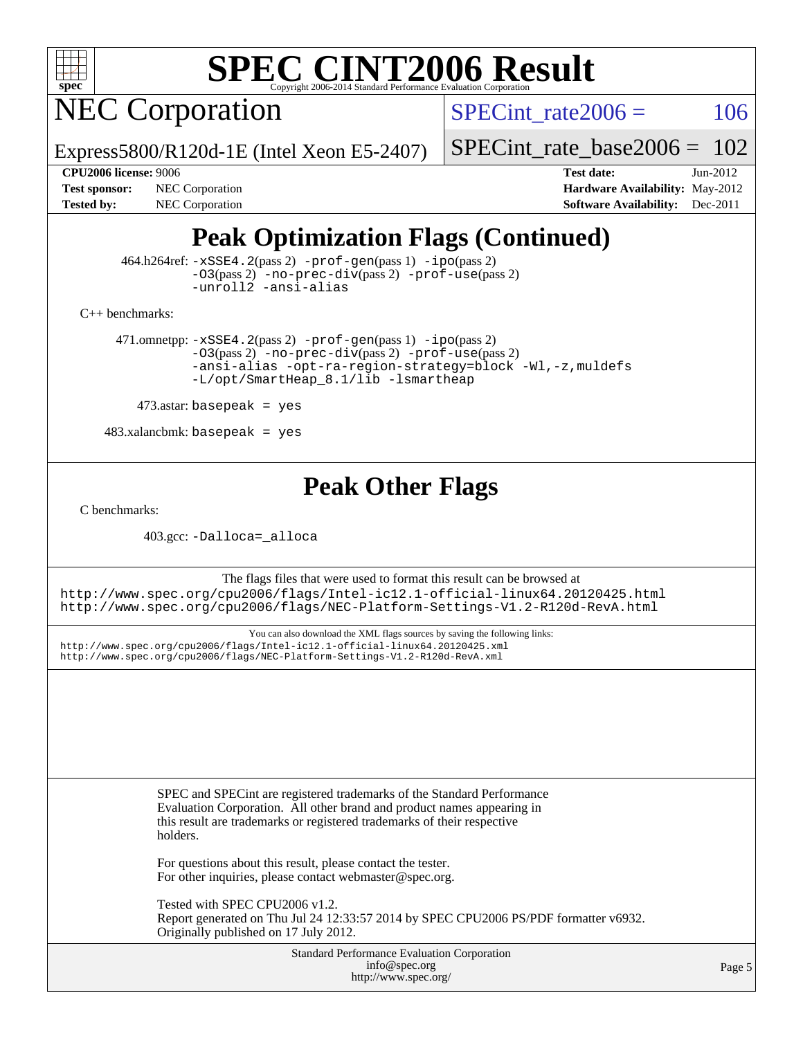# SPEC CINT2006 Result

Copyright 2006-2014 Standard Performance Evaluation Corporation

## NEC Corporation

Express5800/R120d-1E (Intel Xeon E5-2407)

SPECint_rate2006 = 106

SPECint_rate_base2006 = 102

**CPU2006 license:** 9006
**Test sponsor:** NEC Corporation
**Tested by:** NEC Corporation

**Test date:** Jun-2012
**Hardware Availability:** May-2012
**Software Availability:** Dec-2011

## Peak Optimization Flags (Continued)

464.h264ref: `-xSSE4.2`(pass 2) `-prof-gen`(pass 1) `-ipo`(pass 2) `-O3`(pass 2) `-no-prec-div`(pass 2) `-prof-use`(pass 2) `-unroll2 -ansi-alias`

C++ benchmarks:

471.omnetpp: `-xSSE4.2`(pass 2) `-prof-gen`(pass 1) `-ipo`(pass 2) `-O3`(pass 2) `-no-prec-div`(pass 2) `-prof-use`(pass 2) `-ansi-alias -opt-ra-region-strategy=block -Wl,-z,muldefs -L/opt/SmartHeap_8.1/lib -lsmartheap`

473.astar: `basepeak = yes`

483.xalancbmk: `basepeak = yes`

## Peak Other Flags

C benchmarks:

403.gcc: `-Dalloca=_alloca`

The flags files that were used to format this result can be browsed at
http://www.spec.org/cpu2006/flags/Intel-ic12.1-official-linux64.20120425.html
http://www.spec.org/cpu2006/flags/NEC-Platform-Settings-V1.2-R120d-RevA.html

You can also download the XML flags sources by saving the following links:
http://www.spec.org/cpu2006/flags/Intel-ic12.1-official-linux64.20120425.xml
http://www.spec.org/cpu2006/flags/NEC-Platform-Settings-V1.2-R120d-RevA.xml

SPEC and SPECint are registered trademarks of the Standard Performance Evaluation Corporation. All other brand and product names appearing in this result are trademarks or registered trademarks of their respective holders.

For questions about this result, please contact the tester.
For other inquiries, please contact webmaster@spec.org.

Tested with SPEC CPU2006 v1.2.
Report generated on Thu Jul 24 12:33:57 2014 by SPEC CPU2006 PS/PDF formatter v6932.
Originally published on 17 July 2012.

Standard Performance Evaluation Corporation
info@spec.org
http://www.spec.org/